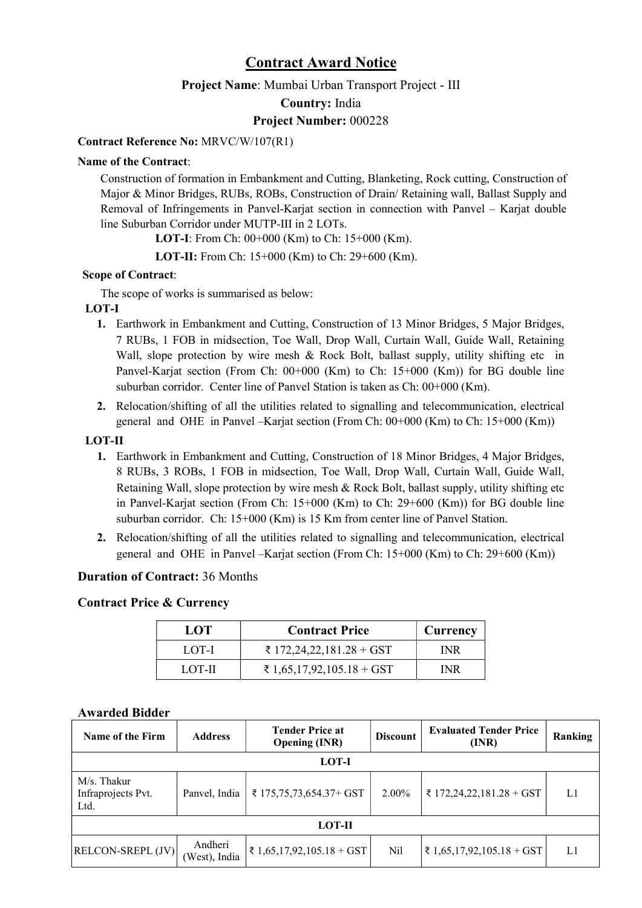# Contract Award Notice

**Project Name**: Mumbai Urban Transport Project - III

**Country:** India

**Project Number:** 000228

**Contract Reference No:** MRVC/W/107(R1)

**Name of the Contract**:

Construction of formation in Embankment and Cutting, Blanketing, Rock cutting, Construction of Major & Minor Bridges, RUBs, ROBs, Construction of Drain/ Retaining wall, Ballast Supply and Removal of Infringements in Panvel-Karjat section in connection with Panvel – Karjat double line Suburban Corridor under MUTP-III in 2 LOTs.

**LOT-I**: From Ch: 00+000 (Km) to Ch: 15+000 (Km).

**LOT-II:** From Ch: 15+000 (Km) to Ch: 29+600 (Km).

**Scope of Contract**:

The scope of works is summarised as below:

**LOT-I**

1. Earthwork in Embankment and Cutting, Construction of 13 Minor Bridges, 5 Major Bridges, 7 RUBs, 1 FOB in midsection, Toe Wall, Drop Wall, Curtain Wall, Guide Wall, Retaining Wall, slope protection by wire mesh & Rock Bolt, ballast supply, utility shifting etc in Panvel-Karjat section (From Ch: 00+000 (Km) to Ch: 15+000 (Km)) for BG double line suburban corridor. Center line of Panvel Station is taken as Ch: 00+000 (Km).
2. Relocation/shifting of all the utilities related to signalling and telecommunication, electrical general and OHE in Panvel –Karjat section (From Ch: 00+000 (Km) to Ch: 15+000 (Km))

**LOT-II**

1. Earthwork in Embankment and Cutting, Construction of 18 Minor Bridges, 4 Major Bridges, 8 RUBs, 3 ROBs, 1 FOB in midsection, Toe Wall, Drop Wall, Curtain Wall, Guide Wall, Retaining Wall, slope protection by wire mesh & Rock Bolt, ballast supply, utility shifting etc in Panvel-Karjat section (From Ch: 15+000 (Km) to Ch: 29+600 (Km)) for BG double line suburban corridor. Ch: 15+000 (Km) is 15 Km from center line of Panvel Station.
2. Relocation/shifting of all the utilities related to signalling and telecommunication, electrical general and OHE in Panvel –Karjat section (From Ch: 15+000 (Km) to Ch: 29+600 (Km))

**Duration of Contract:** 36 Months

**Contract Price & Currency**

| LOT | Contract Price | Currency |
|---|---|---|
| LOT-I | ₹ 172,24,22,181.28 + GST | INR |
| LOT-II | ₹ 1,65,17,92,105.18 + GST | INR |

**Awarded Bidder**

| Name of the Firm | Address | Tender Price at Opening (INR) | Discount | Evaluated Tender Price (INR) | Ranking |
|---|---|---|---|---|---|
| **LOT-I** | | | | | |
| M/s. Thakur Infraprojects Pvt. Ltd. | Panvel, India | ₹ 175,75,73,654.37+ GST | 2.00% | ₹ 172,24,22,181.28 + GST | L1 |
| **LOT-II** | | | | | |
| RELCON-SREPL (JV) | Andheri (West), India | ₹ 1,65,17,92,105.18 + GST | Nil | ₹ 1,65,17,92,105.18 + GST | L1 |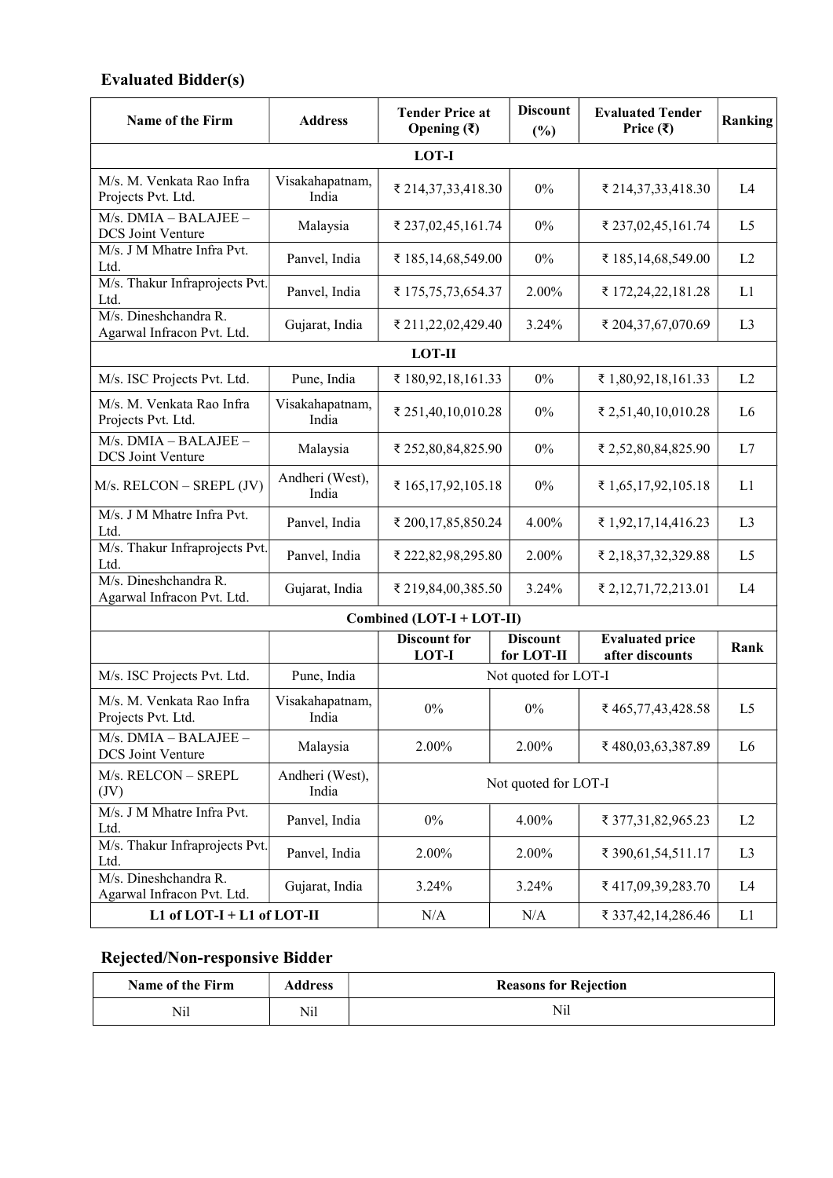## Evaluated Bidder(s)

| Name of the Firm | Address | Tender Price at Opening (₹) | Discount (%) | Evaluated Tender Price (₹) | Ranking |
|---|---|---|---|---|---|
| **LOT-I** | | | | | |
| M/s. M. Venkata Rao Infra Projects Pvt. Ltd. | Visakhapatnam, India | ₹ 214,37,33,418.30 | 0% | ₹ 214,37,33,418.30 | L4 |
| M/s. DMIA – BALAJEE – DCS Joint Venture | Malaysia | ₹ 237,02,45,161.74 | 0% | ₹ 237,02,45,161.74 | L5 |
| M/s. J M Mhatre Infra Pvt. Ltd. | Panvel, India | ₹ 185,14,68,549.00 | 0% | ₹ 185,14,68,549.00 | L2 |
| M/s. Thakur Infraprojects Pvt. Ltd. | Panvel, India | ₹ 175,75,73,654.37 | 2.00% | ₹ 172,24,22,181.28 | L1 |
| M/s. Dineshchandra R. Agarwal Infracon Pvt. Ltd. | Gujarat, India | ₹ 211,22,02,429.40 | 3.24% | ₹ 204,37,67,070.69 | L3 |
| **LOT-II** | | | | | |
| M/s. ISC Projects Pvt. Ltd. | Pune, India | ₹ 180,92,18,161.33 | 0% | ₹ 1,80,92,18,161.33 | L2 |
| M/s. M. Venkata Rao Infra Projects Pvt. Ltd. | Visakhapatnam, India | ₹ 251,40,10,010.28 | 0% | ₹ 2,51,40,10,010.28 | L6 |
| M/s. DMIA – BALAJEE – DCS Joint Venture | Malaysia | ₹ 252,80,84,825.90 | 0% | ₹ 2,52,80,84,825.90 | L7 |
| M/s. RELCON – SREPL (JV) | Andheri (West), India | ₹ 165,17,92,105.18 | 0% | ₹ 1,65,17,92,105.18 | L1 |
| M/s. J M Mhatre Infra Pvt. Ltd. | Panvel, India | ₹ 200,17,85,850.24 | 4.00% | ₹ 1,92,17,14,416.23 | L3 |
| M/s. Thakur Infraprojects Pvt. Ltd. | Panvel, India | ₹ 222,82,98,295.80 | 2.00% | ₹ 2,18,37,32,329.88 | L5 |
| M/s. Dineshchandra R. Agarwal Infracon Pvt. Ltd. | Gujarat, India | ₹ 219,84,00,385.50 | 3.24% | ₹ 2,12,71,72,213.01 | L4 |
| **Combined (LOT-I + LOT-II)** | | | | | |
| | | **Discount for LOT-I** | **Discount for LOT-II** | **Evaluated price after discounts** | **Rank** |
| M/s. ISC Projects Pvt. Ltd. | Pune, India | Not quoted for LOT-I | | | |
| M/s. M. Venkata Rao Infra Projects Pvt. Ltd. | Visakhapatnam, India | 0% | 0% | ₹ 465,77,43,428.58 | L5 |
| M/s. DMIA – BALAJEE – DCS Joint Venture | Malaysia | 2.00% | 2.00% | ₹ 480,03,63,387.89 | L6 |
| M/s. RELCON – SREPL (JV) | Andheri (West), India | Not quoted for LOT-I | | | |
| M/s. J M Mhatre Infra Pvt. Ltd. | Panvel, India | 0% | 4.00% | ₹ 377,31,82,965.23 | L2 |
| M/s. Thakur Infraprojects Pvt. Ltd. | Panvel, India | 2.00% | 2.00% | ₹ 390,61,54,511.17 | L3 |
| M/s. Dineshchandra R. Agarwal Infracon Pvt. Ltd. | Gujarat, India | 3.24% | 3.24% | ₹ 417,09,39,283.70 | L4 |
| **L1 of LOT-I + L1 of LOT-II** | | N/A | N/A | ₹ 337,42,14,286.46 | L1 |

## Rejected/Non-responsive Bidder

| Name of the Firm | Address | Reasons for Rejection |
|---|---|---|
| Nil | Nil | Nil |